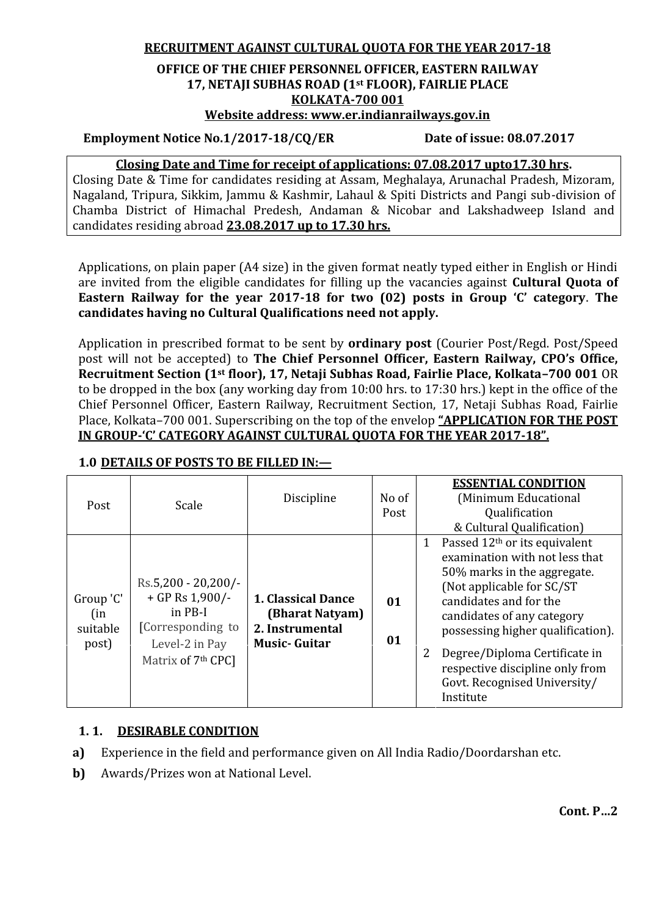**RECRUITMENT AGAINST CULTURAL QUOTA FOR THE YEAR 2017-18**

**OFFICE OF THE CHIEF PERSONNEL OFFICER, EASTERN RAILWAY**
**17, NETAJI SUBHAS ROAD (1st FLOOR), FAIRLIE PLACE**
**KOLKATA-700 001**
**Website address: www.er.indianrailways.gov.in**

**Employment Notice No.1/2017-18/CQ/ER** **Date of issue: 08.07.2017**

**Closing Date and Time for receipt of applications: 07.08.2017 upto17.30 hrs.**
Closing Date & Time for candidates residing at Assam, Meghalaya, Arunachal Pradesh, Mizoram, Nagaland, Tripura, Sikkim, Jammu & Kashmir, Lahaul & Spiti Districts and Pangi sub-division of Chamba District of Himachal Predesh, Andaman & Nicobar and Lakshadweep Island and candidates residing abroad **23.08.2017 up to 17.30 hrs.**

Applications, on plain paper (A4 size) in the given format neatly typed either in English or Hindi are invited from the eligible candidates for filling up the vacancies against **Cultural Quota of Eastern Railway for the year 2017-18 for two (02) posts in Group 'C' category**. **The candidates having no Cultural Qualifications need not apply.**

Application in prescribed format to be sent by **ordinary post** (Courier Post/Regd. Post/Speed post will not be accepted) to **The Chief Personnel Officer, Eastern Railway, CPO's Office, Recruitment Section (1st floor), 17, Netaji Subhas Road, Fairlie Place, Kolkata–700 001** OR to be dropped in the box (any working day from 10:00 hrs. to 17:30 hrs.) kept in the office of the Chief Personnel Officer, Eastern Railway, Recruitment Section, 17, Netaji Subhas Road, Fairlie Place, Kolkata–700 001. Superscribing on the top of the envelop **"APPLICATION FOR THE POST IN GROUP-'C' CATEGORY AGAINST CULTURAL QUOTA FOR THE YEAR 2017-18".**

## 1.0 DETAILS OF POSTS TO BE FILLED IN:—

| Post | Scale | Discipline | No of Post | ESSENTIAL CONDITION (Minimum Educational Qualification & Cultural Qualification) |
|---|---|---|---|---|
| Group 'C' (in suitable post) | Rs.5,200 - 20,200/- + GP Rs 1,900/- in PB-I [Corresponding to Level-2 in Pay Matrix of 7th CPC] | **1. Classical Dance (Bharat Natyam)**<br>**2. Instrumental Music- Guitar** | **01**<br>**01** | 1 Passed 12th or its equivalent examination with not less that 50% marks in the aggregate. (Not applicable for SC/ST candidates and for the candidates of any category possessing higher qualification).<br>2 Degree/Diploma Certificate in respective discipline only from Govt. Recognised University/ Institute |

### 1. 1. DESIRABLE CONDITION

**a)** Experience in the field and performance given on All India Radio/Doordarshan etc.

**b)** Awards/Prizes won at National Level.

**Cont. P…2**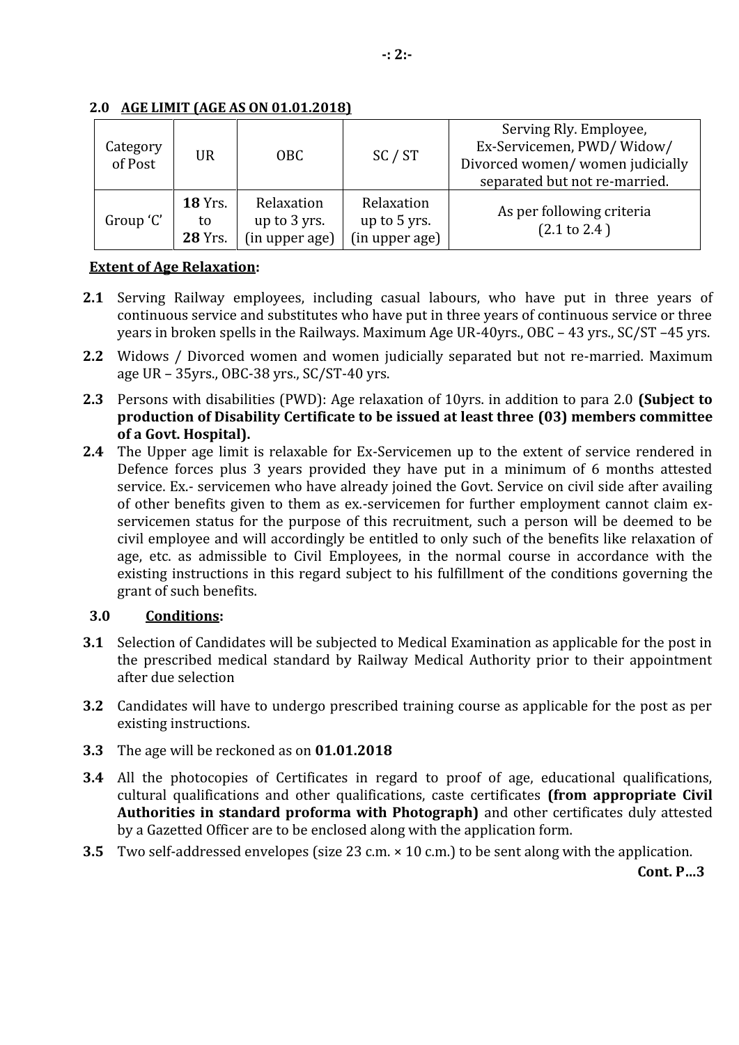## 2.0 AGE LIMIT (AGE AS ON 01.01.2018)

| Category of Post | UR | OBC | SC / ST | Serving Rly. Employee, Ex-Servicemen, PWD/ Widow/ Divorced women/ women judicially separated but not re-married. |
|---|---|---|---|---|
| Group 'C' | **18** Yrs. to **28** Yrs. | Relaxation up to 3 yrs. (in upper age) | Relaxation up to 5 yrs. (in upper age) | As per following criteria (2.1 to 2.4 ) |

**Extent of Age Relaxation:**

**2.1** Serving Railway employees, including casual labours, who have put in three years of continuous service and substitutes who have put in three years of continuous service or three years in broken spells in the Railways. Maximum Age UR-40yrs., OBC – 43 yrs., SC/ST –45 yrs.

**2.2** Widows / Divorced women and women judicially separated but not re-married. Maximum age UR – 35yrs., OBC-38 yrs., SC/ST-40 yrs.

**2.3** Persons with disabilities (PWD): Age relaxation of 10yrs. in addition to para 2.0 **(Subject to production of Disability Certificate to be issued at least three (03) members committee of a Govt. Hospital).**

**2.4** The Upper age limit is relaxable for Ex-Servicemen up to the extent of service rendered in Defence forces plus 3 years provided they have put in a minimum of 6 months attested service. Ex.- servicemen who have already joined the Govt. Service on civil side after availing of other benefits given to them as ex.-servicemen for further employment cannot claim ex-servicemen status for the purpose of this recruitment, such a person will be deemed to be civil employee and will accordingly be entitled to only such of the benefits like relaxation of age, etc. as admissible to Civil Employees, in the normal course in accordance with the existing instructions in this regard subject to his fulfillment of the conditions governing the grant of such benefits.

## 3.0 Conditions:

**3.1** Selection of Candidates will be subjected to Medical Examination as applicable for the post in the prescribed medical standard by Railway Medical Authority prior to their appointment after due selection

**3.2** Candidates will have to undergo prescribed training course as applicable for the post as per existing instructions.

**3.3** The age will be reckoned as on **01.01.2018**

**3.4** All the photocopies of Certificates in regard to proof of age, educational qualifications, cultural qualifications and other qualifications, caste certificates **(from appropriate Civil Authorities in standard proforma with Photograph)** and other certificates duly attested by a Gazetted Officer are to be enclosed along with the application form.

**3.5** Two self-addressed envelopes (size 23 c.m. × 10 c.m.) to be sent along with the application.

**Cont. P…3**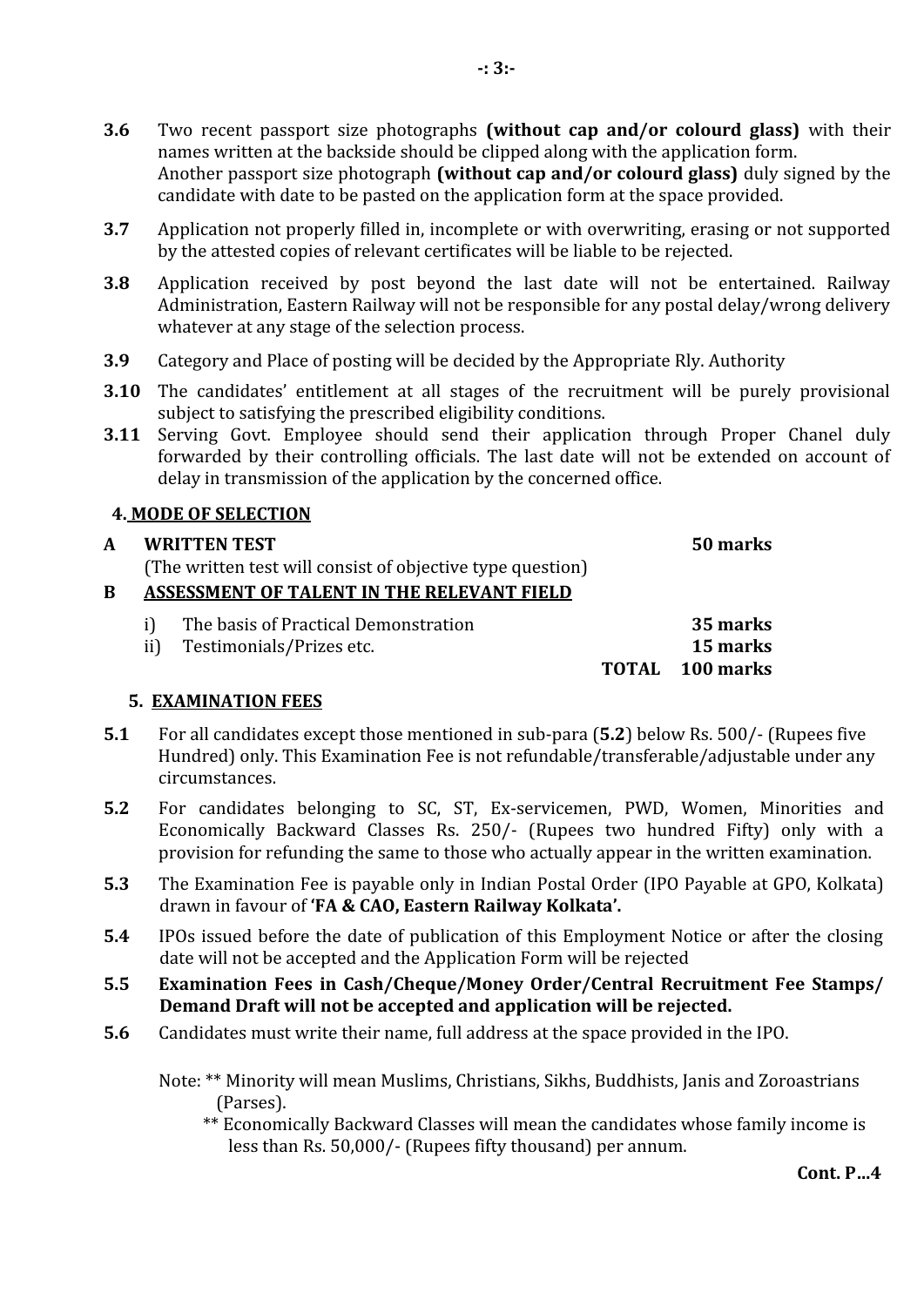**3.6** Two recent passport size photographs **(without cap and/or colourd glass)** with their names written at the backside should be clipped along with the application form.
Another passport size photograph **(without cap and/or colourd glass)** duly signed by the candidate with date to be pasted on the application form at the space provided.

**3.7** Application not properly filled in, incomplete or with overwriting, erasing or not supported by the attested copies of relevant certificates will be liable to be rejected.

**3.8** Application received by post beyond the last date will not be entertained. Railway Administration, Eastern Railway will not be responsible for any postal delay/wrong delivery whatever at any stage of the selection process.

**3.9** Category and Place of posting will be decided by the Appropriate Rly. Authority

**3.10** The candidates' entitlement at all stages of the recruitment will be purely provisional subject to satisfying the prescribed eligibility conditions.

**3.11** Serving Govt. Employee should send their application through Proper Chanel duly forwarded by their controlling officials. The last date will not be extended on account of delay in transmission of the application by the concerned office.

## 4. MODE OF SELECTION

| | | |
|---|---|---|
| **A** | **WRITTEN TEST** (The written test will consist of objective type question) | **50 marks** |
| **B** | **ASSESSMENT OF TALENT IN THE RELEVANT FIELD** | |
| | i) The basis of Practical Demonstration | **35 marks** |
| | ii) Testimonials/Prizes etc. | **15 marks** |
| | **TOTAL** | **100 marks** |

## 5. EXAMINATION FEES

**5.1** For all candidates except those mentioned in sub-para (**5.2**) below Rs. 500/- (Rupees five Hundred) only. This Examination Fee is not refundable/transferable/adjustable under any circumstances.

**5.2** For candidates belonging to SC, ST, Ex-servicemen, PWD, Women, Minorities and Economically Backward Classes Rs. 250/- (Rupees two hundred Fifty) only with a provision for refunding the same to those who actually appear in the written examination.

**5.3** The Examination Fee is payable only in Indian Postal Order (IPO Payable at GPO, Kolkata) drawn in favour of **'FA & CAO, Eastern Railway Kolkata'.**

**5.4** IPOs issued before the date of publication of this Employment Notice or after the closing date will not be accepted and the Application Form will be rejected

**5.5** **Examination Fees in Cash/Cheque/Money Order/Central Recruitment Fee Stamps/ Demand Draft will not be accepted and application will be rejected.**

**5.6** Candidates must write their name, full address at the space provided in the IPO.

Note: ** Minority will mean Muslims, Christians, Sikhs, Buddhists, Janis and Zoroastrians (Parses).

** Economically Backward Classes will mean the candidates whose family income is less than Rs. 50,000/- (Rupees fifty thousand) per annum.

**Cont. P…4**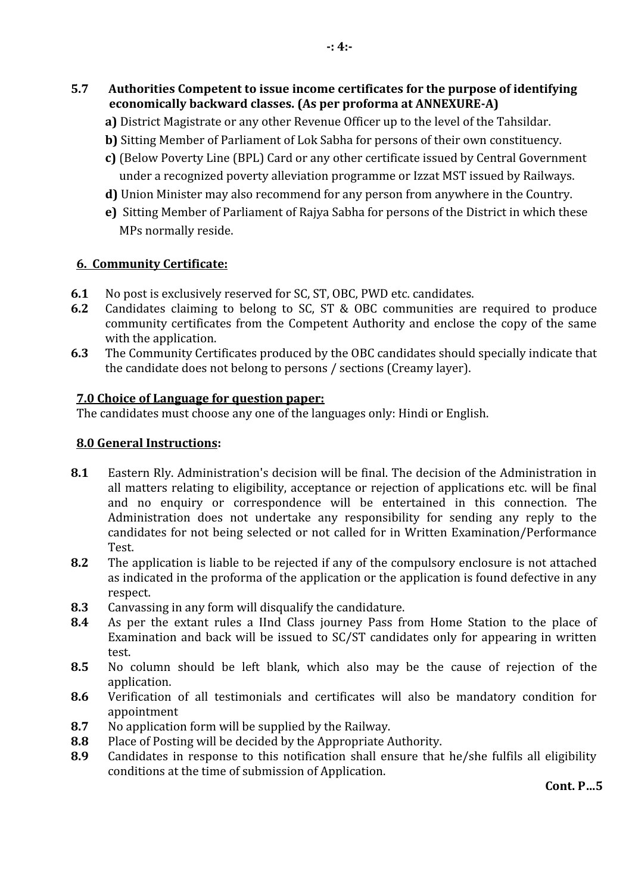**5.7 Authorities Competent to issue income certificates for the purpose of identifying economically backward classes. (As per proforma at ANNEXURE-A)**

**a)** District Magistrate or any other Revenue Officer up to the level of the Tahsildar.

**b)** Sitting Member of Parliament of Lok Sabha for persons of their own constituency.

**c)** (Below Poverty Line (BPL) Card or any other certificate issued by Central Government under a recognized poverty alleviation programme or Izzat MST issued by Railways.

**d)** Union Minister may also recommend for any person from anywhere in the Country.

**e)** Sitting Member of Parliament of Rajya Sabha for persons of the District in which these MPs normally reside.

## 6. Community Certificate:

**6.1** No post is exclusively reserved for SC, ST, OBC, PWD etc. candidates.

**6.2** Candidates claiming to belong to SC, ST & OBC communities are required to produce community certificates from the Competent Authority and enclose the copy of the same with the application.

**6.3** The Community Certificates produced by the OBC candidates should specially indicate that the candidate does not belong to persons / sections (Creamy layer).

## 7.0 Choice of Language for question paper:

The candidates must choose any one of the languages only: Hindi or English.

## 8.0 General Instructions:

**8.1** Eastern Rly. Administration's decision will be final. The decision of the Administration in all matters relating to eligibility, acceptance or rejection of applications etc. will be final and no enquiry or correspondence will be entertained in this connection. The Administration does not undertake any responsibility for sending any reply to the candidates for not being selected or not called for in Written Examination/Performance Test.

**8.2** The application is liable to be rejected if any of the compulsory enclosure is not attached as indicated in the proforma of the application or the application is found defective in any respect.

**8.3** Canvassing in any form will disqualify the candidature.

**8.4** As per the extant rules a IInd Class journey Pass from Home Station to the place of Examination and back will be issued to SC/ST candidates only for appearing in written test.

**8.5** No column should be left blank, which also may be the cause of rejection of the application.

**8.6** Verification of all testimonials and certificates will also be mandatory condition for appointment

**8.7** No application form will be supplied by the Railway.

**8.8** Place of Posting will be decided by the Appropriate Authority.

**8.9** Candidates in response to this notification shall ensure that he/she fulfils all eligibility conditions at the time of submission of Application.

**Cont. P...5**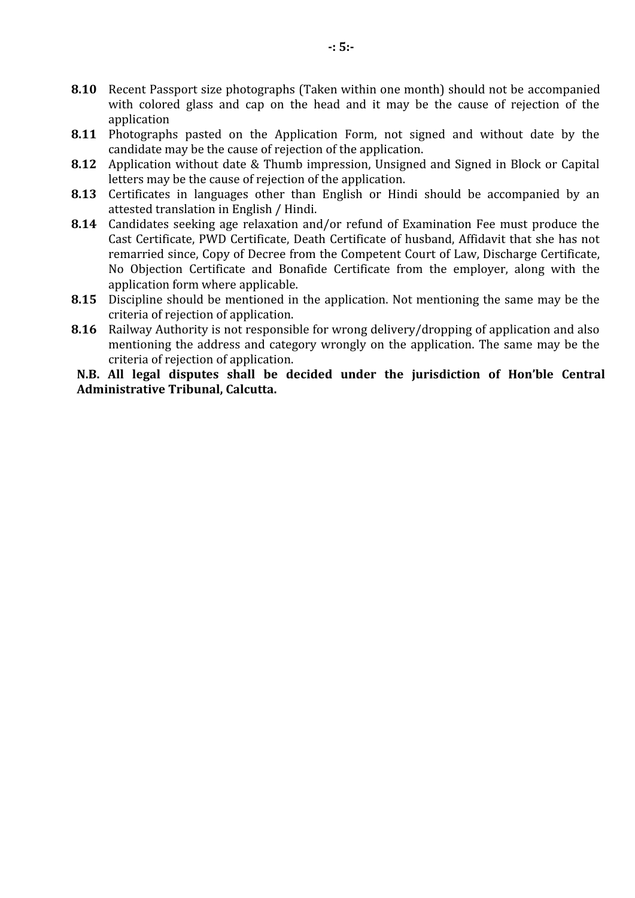**8.10** Recent Passport size photographs (Taken within one month) should not be accompanied with colored glass and cap on the head and it may be the cause of rejection of the application

**8.11** Photographs pasted on the Application Form, not signed and without date by the candidate may be the cause of rejection of the application.

**8.12** Application without date & Thumb impression, Unsigned and Signed in Block or Capital letters may be the cause of rejection of the application.

**8.13** Certificates in languages other than English or Hindi should be accompanied by an attested translation in English / Hindi.

**8.14** Candidates seeking age relaxation and/or refund of Examination Fee must produce the Cast Certificate, PWD Certificate, Death Certificate of husband, Affidavit that she has not remarried since, Copy of Decree from the Competent Court of Law, Discharge Certificate, No Objection Certificate and Bonafide Certificate from the employer, along with the application form where applicable.

**8.15** Discipline should be mentioned in the application. Not mentioning the same may be the criteria of rejection of application.

**8.16** Railway Authority is not responsible for wrong delivery/dropping of application and also mentioning the address and category wrongly on the application. The same may be the criteria of rejection of application.

**N.B. All legal disputes shall be decided under the jurisdiction of Hon'ble Central Administrative Tribunal, Calcutta.**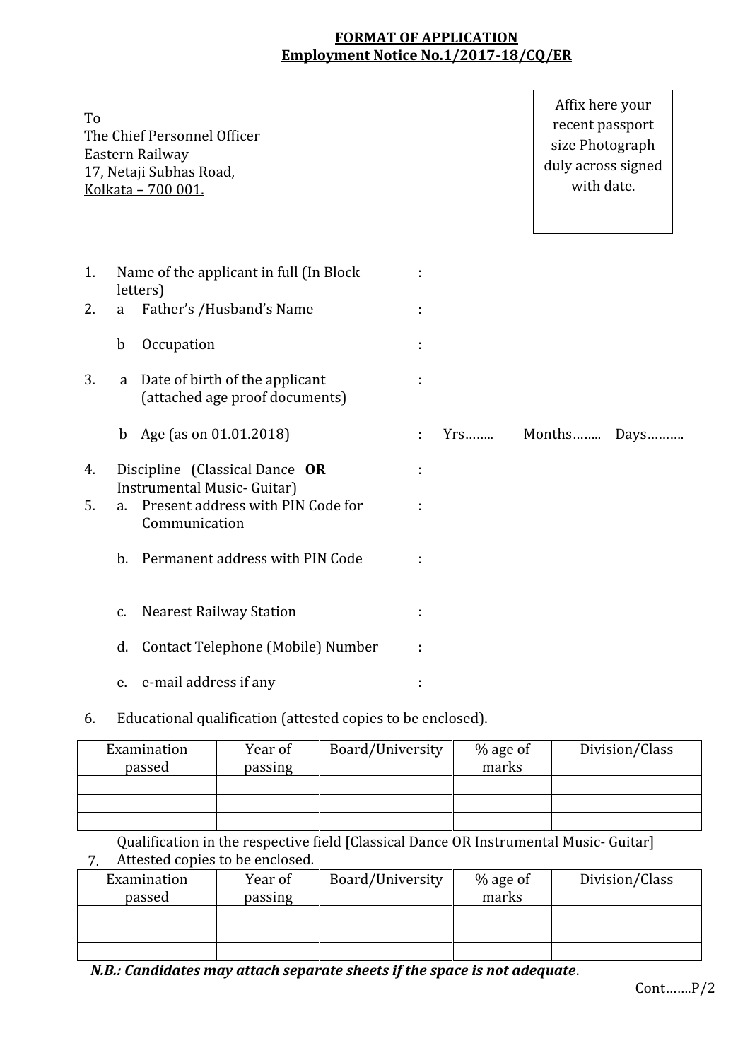**FORMAT OF APPLICATION**
**Employment Notice No.1/2017-18/CQ/ER**

To
The Chief Personnel Officer
Eastern Railway
17, Netaji Subhas Road,
Kolkata – 700 001.

Affix here your recent passport size Photograph duly across signed with date.

1. Name of the applicant in full (In Block letters) :
2. a Father's /Husband's Name :

   b Occupation :
3. a Date of birth of the applicant (attached age proof documents) :

   b Age (as on 01.01.2018) : Yrs…….. Months…….. Days……….
4. Discipline (Classical Dance **OR** Instrumental Music- Guitar) :
5. a. Present address with PIN Code for Communication :

   b. Permanent address with PIN Code :

   c. Nearest Railway Station :

   d. Contact Telephone (Mobile) Number :

   e. e-mail address if any :
6. Educational qualification (attested copies to be enclosed).

| Examination passed | Year of passing | Board/University | % age of marks | Division/Class |
|---|---|---|---|---|
| | | | | |
| | | | | |
| | | | | |

7. Qualification in the respective field [Classical Dance OR Instrumental Music- Guitar] Attested copies to be enclosed.

| Examination passed | Year of passing | Board/University | % age of marks | Division/Class |
|---|---|---|---|---|
| | | | | |
| | | | | |
| | | | | |

***N.B.: Candidates may attach separate sheets if the space is not adequate***.

Cont…….P/2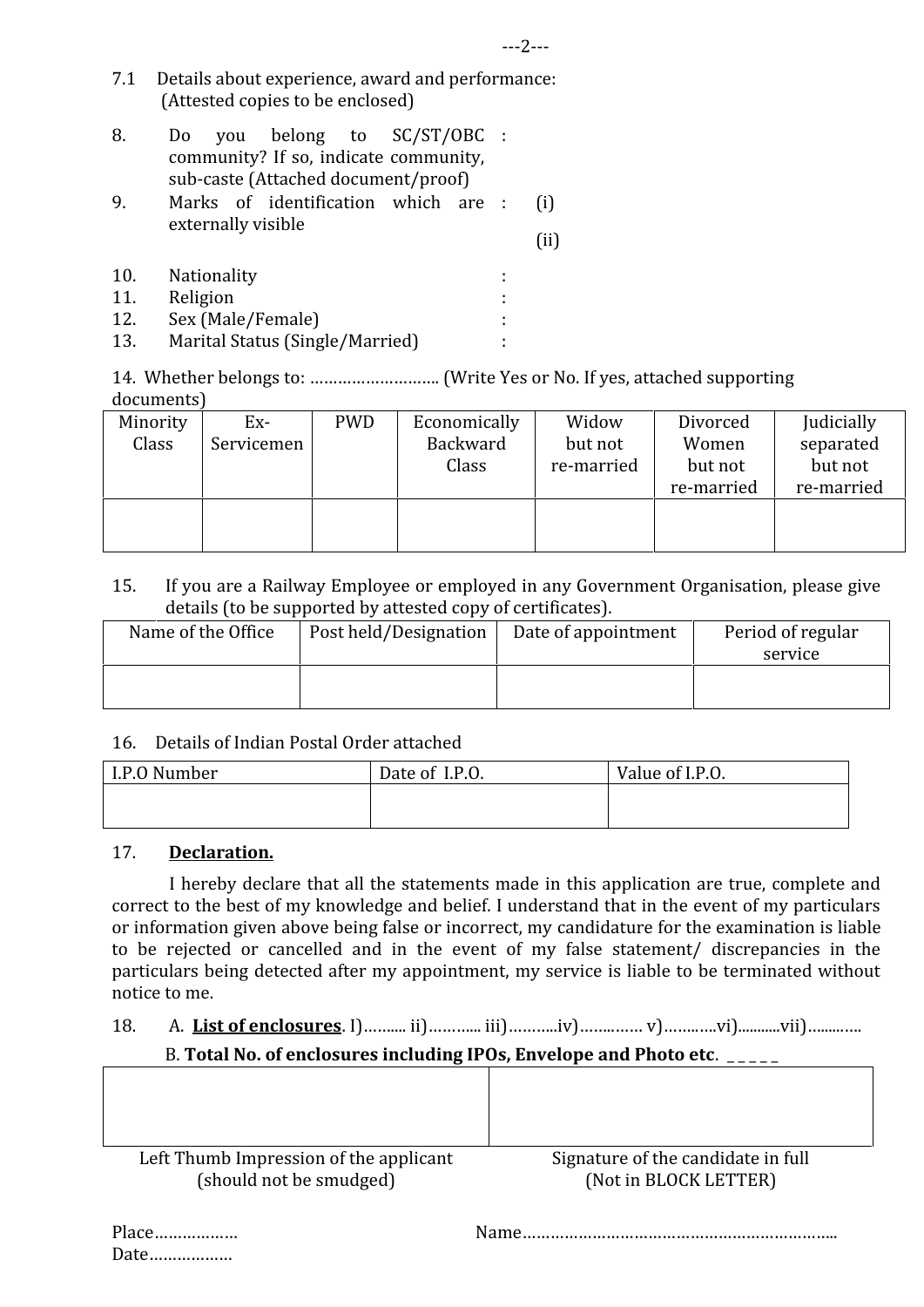7.1 Details about experience, award and performance:
(Attested copies to be enclosed)

8. Do you belong to SC/ST/OBC community? If so, indicate community, sub-caste (Attached document/proof) :

9. Marks of identification which are externally visible : (i)

(ii)

10. Nationality :
11. Religion :
12. Sex (Male/Female) :
13. Marital Status (Single/Married) :

14. Whether belongs to: ……………………… (Write Yes or No. If yes, attached supporting documents)

| Minority Class | Ex-Servicemen | PWD | Economically Backward Class | Widow but not re-married | Divorced Women but not re-married | Judicially separated but not re-married |
|---|---|---|---|---|---|---|
| | | | | | | |

15. If you are a Railway Employee or employed in any Government Organisation, please give details (to be supported by attested copy of certificates).

| Name of the Office | Post held/Designation | Date of appointment | Period of regular service |
|---|---|---|---|
| | | | |

16. Details of Indian Postal Order attached

| I.P.O Number | Date of I.P.O. | Value of I.P.O. |
|---|---|---|
| | | |

17. **Declaration.**

I hereby declare that all the statements made in this application are true, complete and correct to the best of my knowledge and belief. I understand that in the event of my particulars or information given above being false or incorrect, my candidature for the examination is liable to be rejected or cancelled and in the event of my false statement/ discrepancies in the particulars being detected after my appointment, my service is liable to be terminated without notice to me.

18. A. **List of enclosures**. I)……… ii)………. iii)……….iv)…………. v)……….vi)……….vii)……….

B. **Total No. of enclosures including IPOs, Envelope and Photo etc**. _ _ _ _ _

| | |
|---|---|
| | |
| Left Thumb Impression of the applicant (should not be smudged) | Signature of the candidate in full (Not in BLOCK LETTER) |

Place……………… Name…………………………………………………………

Date………………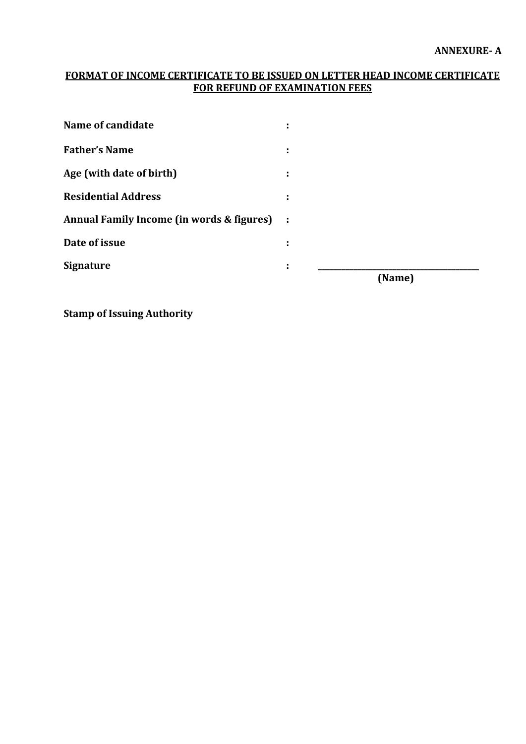**ANNEXURE- A**

## FORMAT OF INCOME CERTIFICATE TO BE ISSUED ON LETTER HEAD INCOME CERTIFICATE FOR REFUND OF EXAMINATION FEES

**Name of candidate** :

**Father's Name** :

**Age (with date of birth)** :

**Residential Address** :

**Annual Family Income (in words & figures)** :

**Date of issue** :

**Signature** : ______________________________

**(Name)**

**Stamp of Issuing Authority**